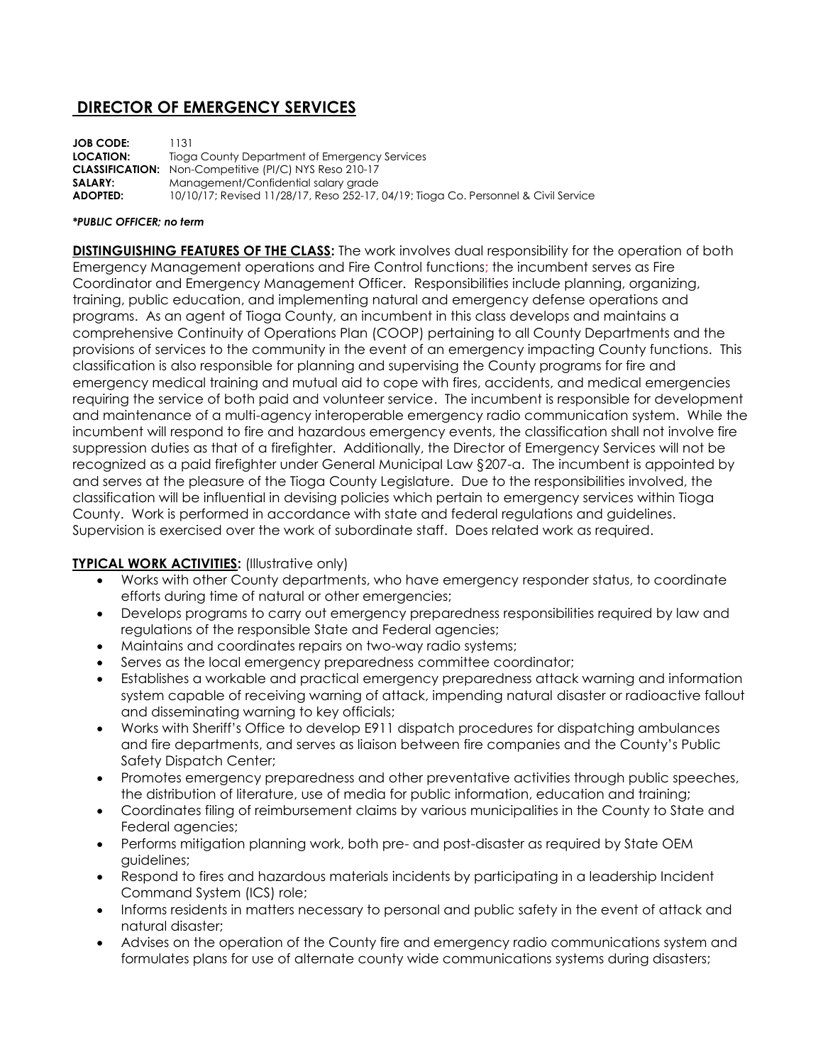# DIRECTOR OF EMERGENCY SERVICES

**JOB CODE:** 1131
**LOCATION:** Tioga County Department of Emergency Services
**CLASSIFICATION:** Non-Competitive (PI/C) NYS Reso 210-17
**SALARY:** Management/Confidential salary grade
**ADOPTED:** 10/10/17; Revised 11/28/17, Reso 252-17, 04/19; Tioga Co. Personnel & Civil Service

***PUBLIC OFFICER; no term***

**DISTINGUISHING FEATURES OF THE CLASS:** The work involves dual responsibility for the operation of both Emergency Management operations and Fire Control functions; the incumbent serves as Fire Coordinator and Emergency Management Officer. Responsibilities include planning, organizing, training, public education, and implementing natural and emergency defense operations and programs. As an agent of Tioga County, an incumbent in this class develops and maintains a comprehensive Continuity of Operations Plan (COOP) pertaining to all County Departments and the provisions of services to the community in the event of an emergency impacting County functions. This classification is also responsible for planning and supervising the County programs for fire and emergency medical training and mutual aid to cope with fires, accidents, and medical emergencies requiring the service of both paid and volunteer service. The incumbent is responsible for development and maintenance of a multi-agency interoperable emergency radio communication system. While the incumbent will respond to fire and hazardous emergency events, the classification shall not involve fire suppression duties as that of a firefighter. Additionally, the Director of Emergency Services will not be recognized as a paid firefighter under General Municipal Law §207-a. The incumbent is appointed by and serves at the pleasure of the Tioga County Legislature. Due to the responsibilities involved, the classification will be influential in devising policies which pertain to emergency services within Tioga County. Work is performed in accordance with state and federal regulations and guidelines. Supervision is exercised over the work of subordinate staff. Does related work as required.

**TYPICAL WORK ACTIVITIES:** (Illustrative only)

- Works with other County departments, who have emergency responder status, to coordinate efforts during time of natural or other emergencies;
- Develops programs to carry out emergency preparedness responsibilities required by law and regulations of the responsible State and Federal agencies;
- Maintains and coordinates repairs on two-way radio systems;
- Serves as the local emergency preparedness committee coordinator;
- Establishes a workable and practical emergency preparedness attack warning and information system capable of receiving warning of attack, impending natural disaster or radioactive fallout and disseminating warning to key officials;
- Works with Sheriff's Office to develop E911 dispatch procedures for dispatching ambulances and fire departments, and serves as liaison between fire companies and the County's Public Safety Dispatch Center;
- Promotes emergency preparedness and other preventative activities through public speeches, the distribution of literature, use of media for public information, education and training;
- Coordinates filing of reimbursement claims by various municipalities in the County to State and Federal agencies;
- Performs mitigation planning work, both pre- and post-disaster as required by State OEM guidelines;
- Respond to fires and hazardous materials incidents by participating in a leadership Incident Command System (ICS) role;
- Informs residents in matters necessary to personal and public safety in the event of attack and natural disaster;
- Advises on the operation of the County fire and emergency radio communications system and formulates plans for use of alternate county wide communications systems during disasters;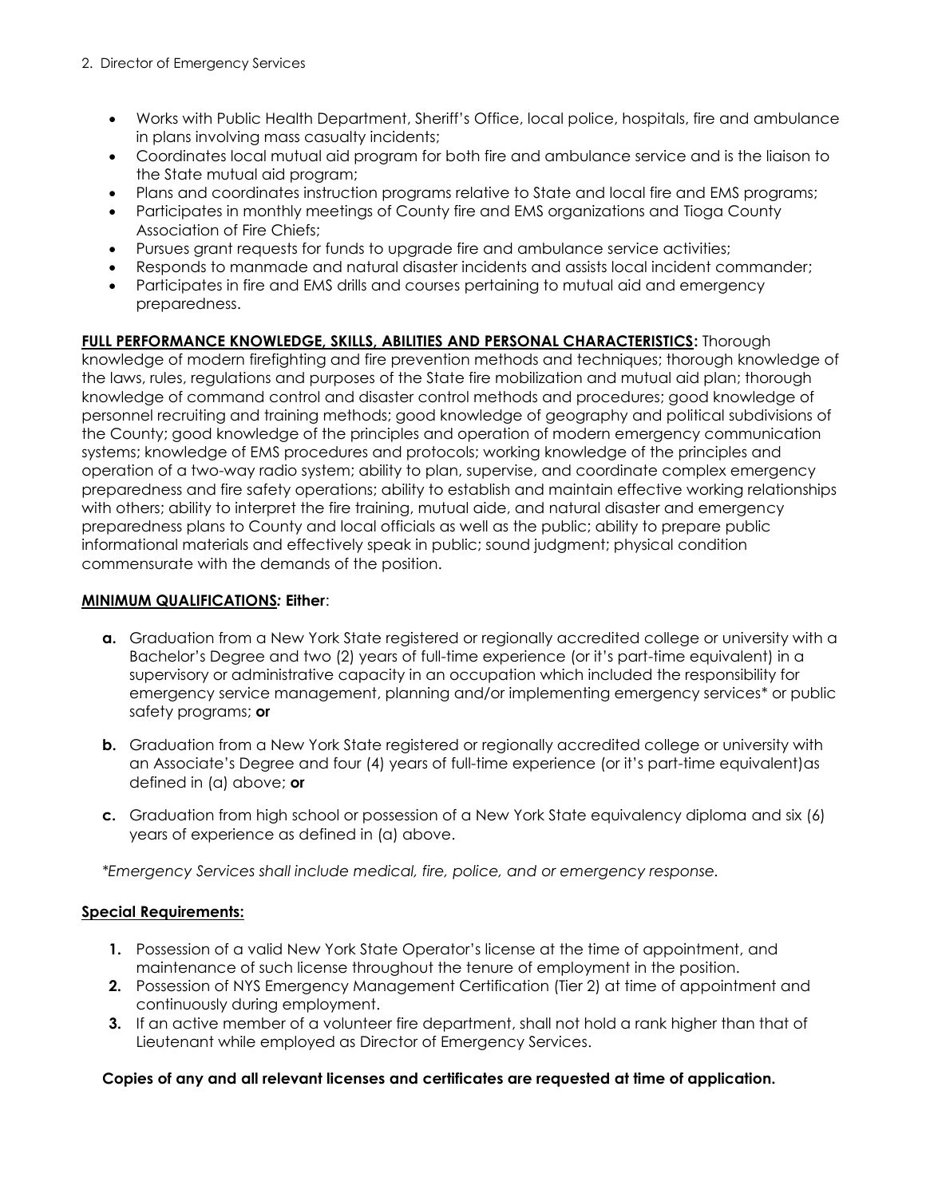- Works with Public Health Department, Sheriff's Office, local police, hospitals, fire and ambulance in plans involving mass casualty incidents;
- Coordinates local mutual aid program for both fire and ambulance service and is the liaison to the State mutual aid program;
- Plans and coordinates instruction programs relative to State and local fire and EMS programs;
- Participates in monthly meetings of County fire and EMS organizations and Tioga County Association of Fire Chiefs;
- Pursues grant requests for funds to upgrade fire and ambulance service activities;
- Responds to manmade and natural disaster incidents and assists local incident commander;
- Participates in fire and EMS drills and courses pertaining to mutual aid and emergency preparedness.

**FULL PERFORMANCE KNOWLEDGE, SKILLS, ABILITIES AND PERSONAL CHARACTERISTICS:** Thorough knowledge of modern firefighting and fire prevention methods and techniques; thorough knowledge of the laws, rules, regulations and purposes of the State fire mobilization and mutual aid plan; thorough knowledge of command control and disaster control methods and procedures; good knowledge of personnel recruiting and training methods; good knowledge of geography and political subdivisions of the County; good knowledge of the principles and operation of modern emergency communication systems; knowledge of EMS procedures and protocols; working knowledge of the principles and operation of a two-way radio system; ability to plan, supervise, and coordinate complex emergency preparedness and fire safety operations; ability to establish and maintain effective working relationships with others; ability to interpret the fire training, mutual aide, and natural disaster and emergency preparedness plans to County and local officials as well as the public; ability to prepare public informational materials and effectively speak in public; sound judgment; physical condition commensurate with the demands of the position.

**MINIMUM QUALIFICATIONS*:* Either**:

**a.** Graduation from a New York State registered or regionally accredited college or university with a Bachelor's Degree and two (2) years of full-time experience (or it's part-time equivalent) in a supervisory or administrative capacity in an occupation which included the responsibility for emergency service management, planning and/or implementing emergency services* or public safety programs; **or**

**b.** Graduation from a New York State registered or regionally accredited college or university with an Associate's Degree and four (4) years of full-time experience (or it's part-time equivalent)as defined in (a) above; **or**

**c.** Graduation from high school or possession of a New York State equivalency diploma and six (6) years of experience as defined in (a) above.

*\*Emergency Services shall include medical, fire, police, and or emergency response.*

**Special Requirements:**

1. Possession of a valid New York State Operator's license at the time of appointment, and maintenance of such license throughout the tenure of employment in the position.
2. Possession of NYS Emergency Management Certification (Tier 2) at time of appointment and continuously during employment.
3. If an active member of a volunteer fire department, shall not hold a rank higher than that of Lieutenant while employed as Director of Emergency Services.

**Copies of any and all relevant licenses and certificates are requested at time of application.**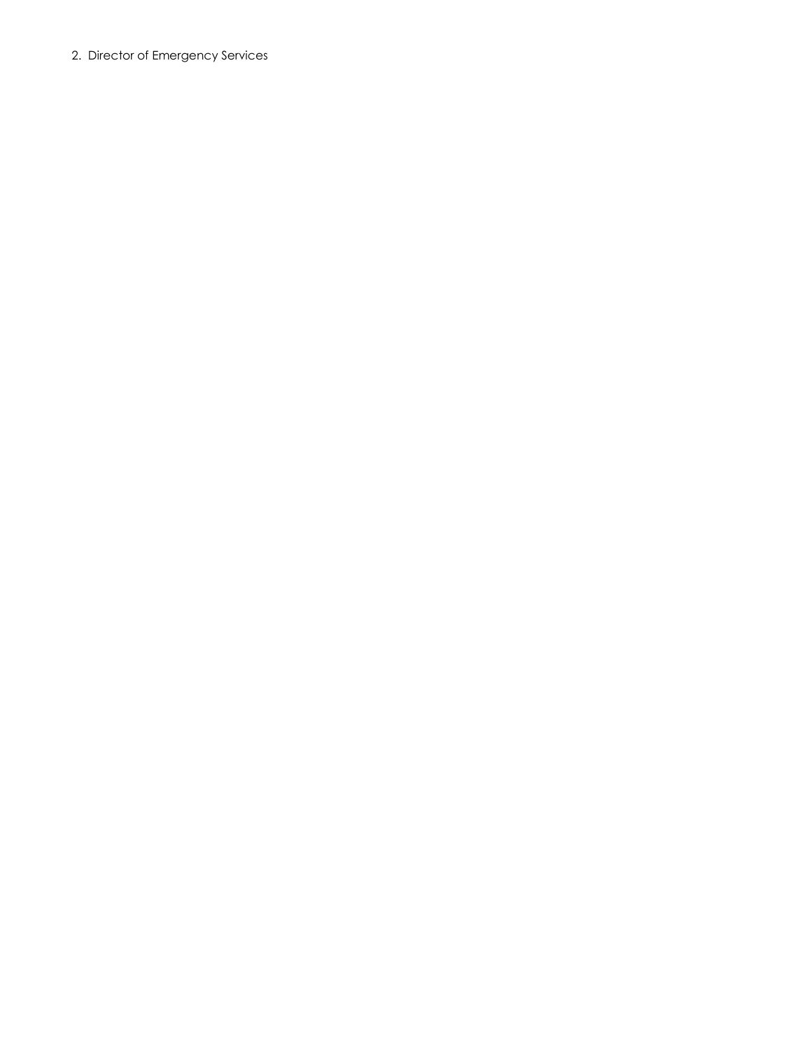2. Director of Emergency Services